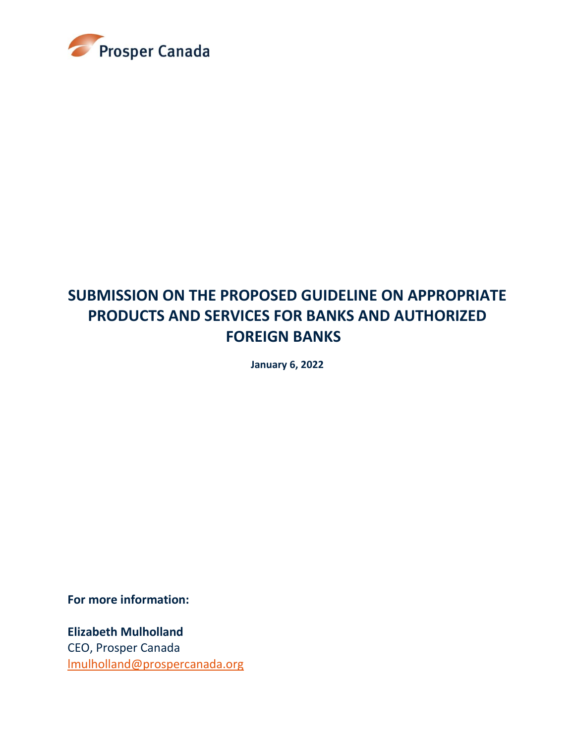Prosper Canada

# SUBMISSION ON THE PROPOSED GUIDELINE ON APPROPRIATE PRODUCTS AND SERVICES FOR BANKS AND AUTHORIZED FOREIGN BANKS

**January 6, 2022**

**For more information:**

**Elizabeth Mulholland**
CEO, Prosper Canada
lmulholland@prospercanada.org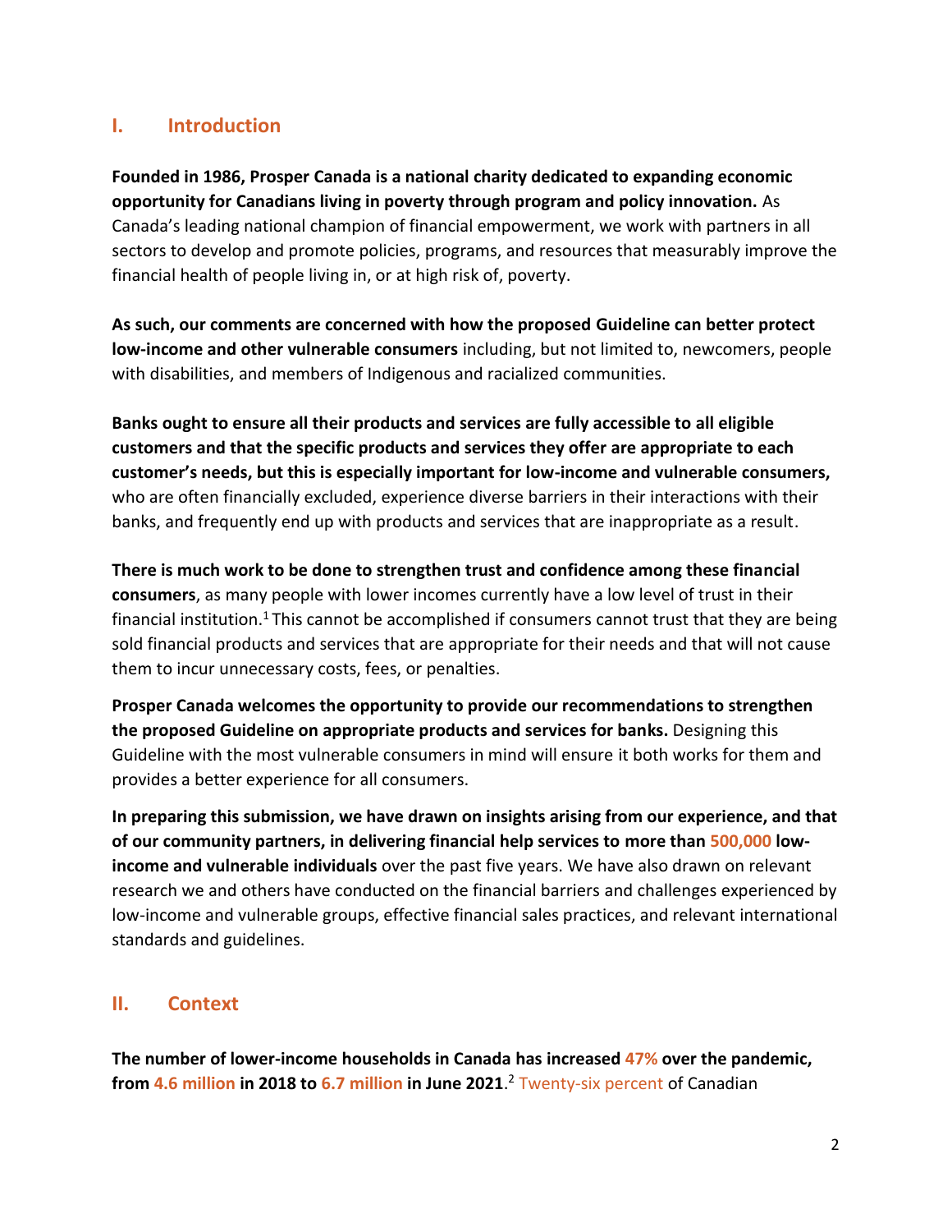## I. Introduction

**Founded in 1986, Prosper Canada is a national charity dedicated to expanding economic opportunity for Canadians living in poverty through program and policy innovation.** As Canada's leading national champion of financial empowerment, we work with partners in all sectors to develop and promote policies, programs, and resources that measurably improve the financial health of people living in, or at high risk of, poverty.

**As such, our comments are concerned with how the proposed Guideline can better protect low-income and other vulnerable consumers** including, but not limited to, newcomers, people with disabilities, and members of Indigenous and racialized communities.

**Banks ought to ensure all their products and services are fully accessible to all eligible customers and that the specific products and services they offer are appropriate to each customer's needs, but this is especially important for low-income and vulnerable consumers,** who are often financially excluded, experience diverse barriers in their interactions with their banks, and frequently end up with products and services that are inappropriate as a result.

**There is much work to be done to strengthen trust and confidence among these financial consumers**, as many people with lower incomes currently have a low level of trust in their financial institution.[1] This cannot be accomplished if consumers cannot trust that they are being sold financial products and services that are appropriate for their needs and that will not cause them to incur unnecessary costs, fees, or penalties.

**Prosper Canada welcomes the opportunity to provide our recommendations to strengthen the proposed Guideline on appropriate products and services for banks.** Designing this Guideline with the most vulnerable consumers in mind will ensure it both works for them and provides a better experience for all consumers.

**In preparing this submission, we have drawn on insights arising from our experience, and that of our community partners, in delivering financial help services to more than 500,000 low-income and vulnerable individuals** over the past five years. We have also drawn on relevant research we and others have conducted on the financial barriers and challenges experienced by low-income and vulnerable groups, effective financial sales practices, and relevant international standards and guidelines.

## II. Context

**The number of lower-income households in Canada has increased 47% over the pandemic, from 4.6 million in 2018 to 6.7 million in June 2021**.[2] Twenty-six percent of Canadian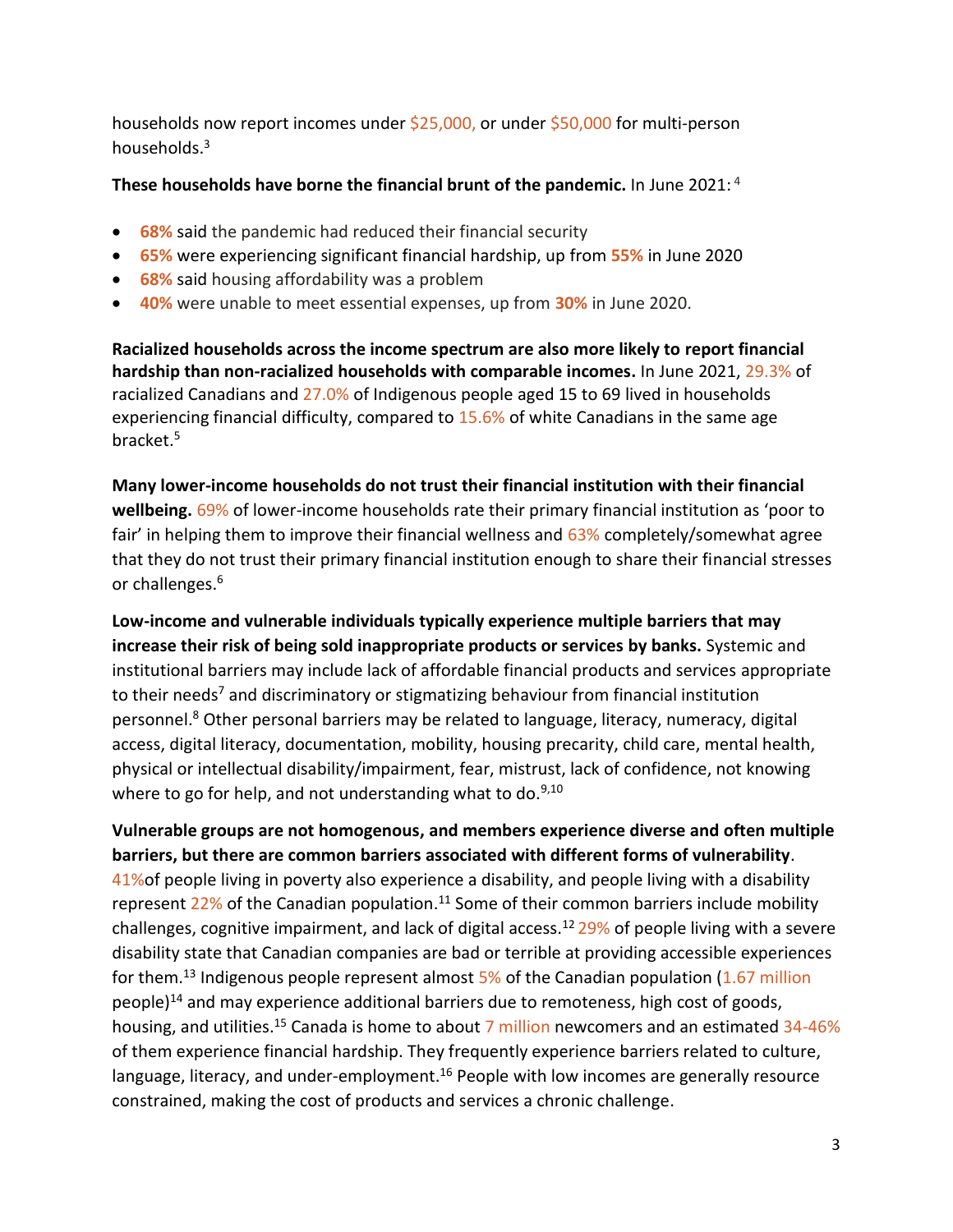households now report incomes under $25,000, or under $50,000 for multi-person households.[3]

**These households have borne the financial brunt of the pandemic.** In June 2021:[4]

- **68%** said the pandemic had reduced their financial security
- **65%** were experiencing significant financial hardship, up from **55%** in June 2020
- **68%** said housing affordability was a problem
- **40%** were unable to meet essential expenses, up from **30%** in June 2020.

**Racialized households across the income spectrum are also more likely to report financial hardship than non-racialized households with comparable incomes.** In June 2021, 29.3% of racialized Canadians and 27.0% of Indigenous people aged 15 to 69 lived in households experiencing financial difficulty, compared to 15.6% of white Canadians in the same age bracket.[5]

**Many lower-income households do not trust their financial institution with their financial wellbeing.** 69% of lower-income households rate their primary financial institution as 'poor to fair' in helping them to improve their financial wellness and 63% completely/somewhat agree that they do not trust their primary financial institution enough to share their financial stresses or challenges.[6]

**Low-income and vulnerable individuals typically experience multiple barriers that may increase their risk of being sold inappropriate products or services by banks.** Systemic and institutional barriers may include lack of affordable financial products and services appropriate to their needs[7] and discriminatory or stigmatizing behaviour from financial institution personnel.[8] Other personal barriers may be related to language, literacy, numeracy, digital access, digital literacy, documentation, mobility, housing precarity, child care, mental health, physical or intellectual disability/impairment, fear, mistrust, lack of confidence, not knowing where to go for help, and not understanding what to do.[9,10]

**Vulnerable groups are not homogenous, and members experience diverse and often multiple barriers, but there are common barriers associated with different forms of vulnerability**. 41%of people living in poverty also experience a disability, and people living with a disability represent 22% of the Canadian population.[11] Some of their common barriers include mobility challenges, cognitive impairment, and lack of digital access.[12] 29% of people living with a severe disability state that Canadian companies are bad or terrible at providing accessible experiences for them.[13] Indigenous people represent almost 5% of the Canadian population (1.67 million people)[14] and may experience additional barriers due to remoteness, high cost of goods, housing, and utilities.[15] Canada is home to about 7 million newcomers and an estimated 34-46% of them experience financial hardship. They frequently experience barriers related to culture, language, literacy, and under-employment.[16] People with low incomes are generally resource constrained, making the cost of products and services a chronic challenge.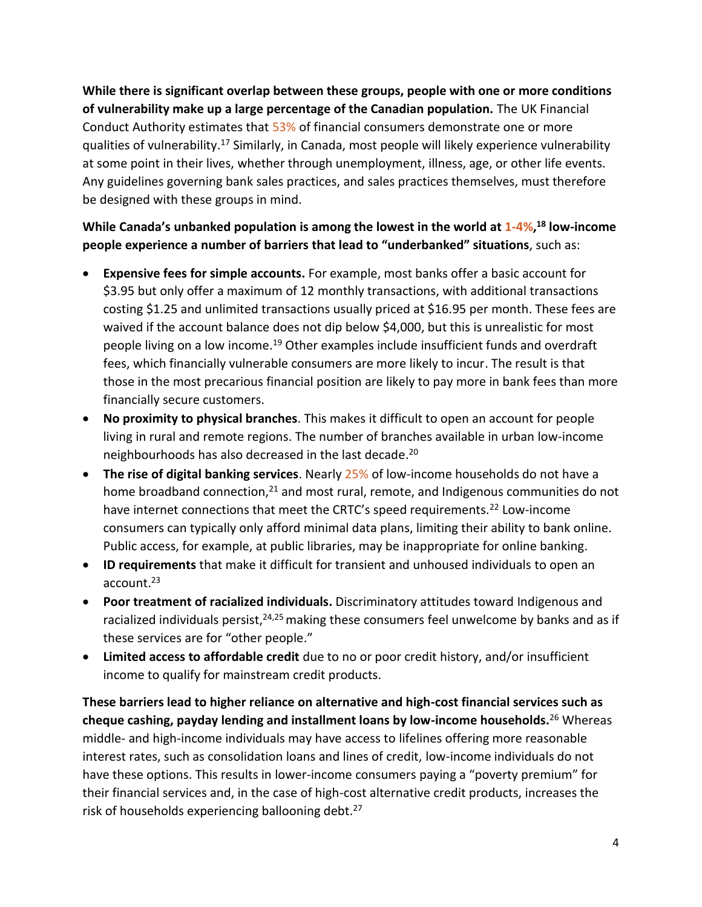**While there is significant overlap between these groups, people with one or more conditions of vulnerability make up a large percentage of the Canadian population.** The UK Financial Conduct Authority estimates that 53% of financial consumers demonstrate one or more qualities of vulnerability.[17] Similarly, in Canada, most people will likely experience vulnerability at some point in their lives, whether through unemployment, illness, age, or other life events. Any guidelines governing bank sales practices, and sales practices themselves, must therefore be designed with these groups in mind.

**While Canada's unbanked population is among the lowest in the world at 1-4%,[18] low-income people experience a number of barriers that lead to "underbanked" situations**, such as:

- **Expensive fees for simple accounts.** For example, most banks offer a basic account for $3.95 but only offer a maximum of 12 monthly transactions, with additional transactions costing $1.25 and unlimited transactions usually priced at $16.95 per month. These fees are waived if the account balance does not dip below $4,000, but this is unrealistic for most people living on a low income.[19] Other examples include insufficient funds and overdraft fees, which financially vulnerable consumers are more likely to incur. The result is that those in the most precarious financial position are likely to pay more in bank fees than more financially secure customers.
- **No proximity to physical branches**. This makes it difficult to open an account for people living in rural and remote regions. The number of branches available in urban low-income neighbourhoods has also decreased in the last decade.[20]
- **The rise of digital banking services**. Nearly 25% of low-income households do not have a home broadband connection,[21] and most rural, remote, and Indigenous communities do not have internet connections that meet the CRTC's speed requirements.[22] Low-income consumers can typically only afford minimal data plans, limiting their ability to bank online. Public access, for example, at public libraries, may be inappropriate for online banking.
- **ID requirements** that make it difficult for transient and unhoused individuals to open an account.[23]
- **Poor treatment of racialized individuals.** Discriminatory attitudes toward Indigenous and racialized individuals persist,[24,25] making these consumers feel unwelcome by banks and as if these services are for "other people."
- **Limited access to affordable credit** due to no or poor credit history, and/or insufficient income to qualify for mainstream credit products.

**These barriers lead to higher reliance on alternative and high-cost financial services such as cheque cashing, payday lending and installment loans by low-income households.**[26] Whereas middle- and high-income individuals may have access to lifelines offering more reasonable interest rates, such as consolidation loans and lines of credit, low-income individuals do not have these options. This results in lower-income consumers paying a "poverty premium" for their financial services and, in the case of high-cost alternative credit products, increases the risk of households experiencing ballooning debt.[27]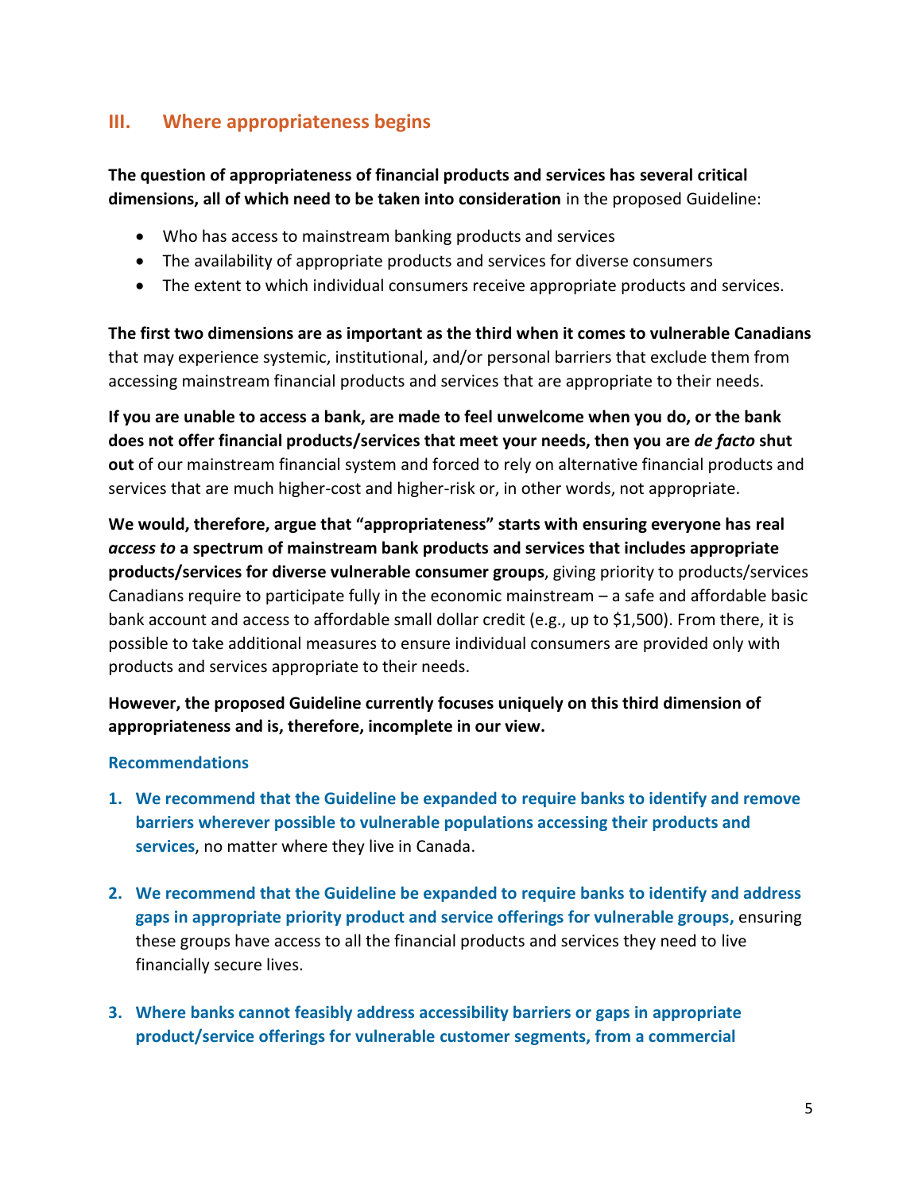## III. Where appropriateness begins

**The question of appropriateness of financial products and services has several critical dimensions, all of which need to be taken into consideration** in the proposed Guideline:

- Who has access to mainstream banking products and services
- The availability of appropriate products and services for diverse consumers
- The extent to which individual consumers receive appropriate products and services.

**The first two dimensions are as important as the third when it comes to vulnerable Canadians** that may experience systemic, institutional, and/or personal barriers that exclude them from accessing mainstream financial products and services that are appropriate to their needs.

**If you are unable to access a bank, are made to feel unwelcome when you do, or the bank does not offer financial products/services that meet your needs, then you are *de facto* shut out** of our mainstream financial system and forced to rely on alternative financial products and services that are much higher-cost and higher-risk or, in other words, not appropriate.

**We would, therefore, argue that "appropriateness" starts with ensuring everyone has real *access to* a spectrum of mainstream bank products and services that includes appropriate products/services for diverse vulnerable consumer groups**, giving priority to products/services Canadians require to participate fully in the economic mainstream – a safe and affordable basic bank account and access to affordable small dollar credit (e.g., up to $1,500). From there, it is possible to take additional measures to ensure individual consumers are provided only with products and services appropriate to their needs.

**However, the proposed Guideline currently focuses uniquely on this third dimension of appropriateness and is, therefore, incomplete in our view.**

### Recommendations

1. **We recommend that the Guideline be expanded to require banks to identify and remove barriers wherever possible to vulnerable populations accessing their products and services**, no matter where they live in Canada.

2. **We recommend that the Guideline be expanded to require banks to identify and address gaps in appropriate priority product and service offerings for vulnerable groups,** ensuring these groups have access to all the financial products and services they need to live financially secure lives.

3. **Where banks cannot feasibly address accessibility barriers or gaps in appropriate product/service offerings for vulnerable customer segments, from a commercial**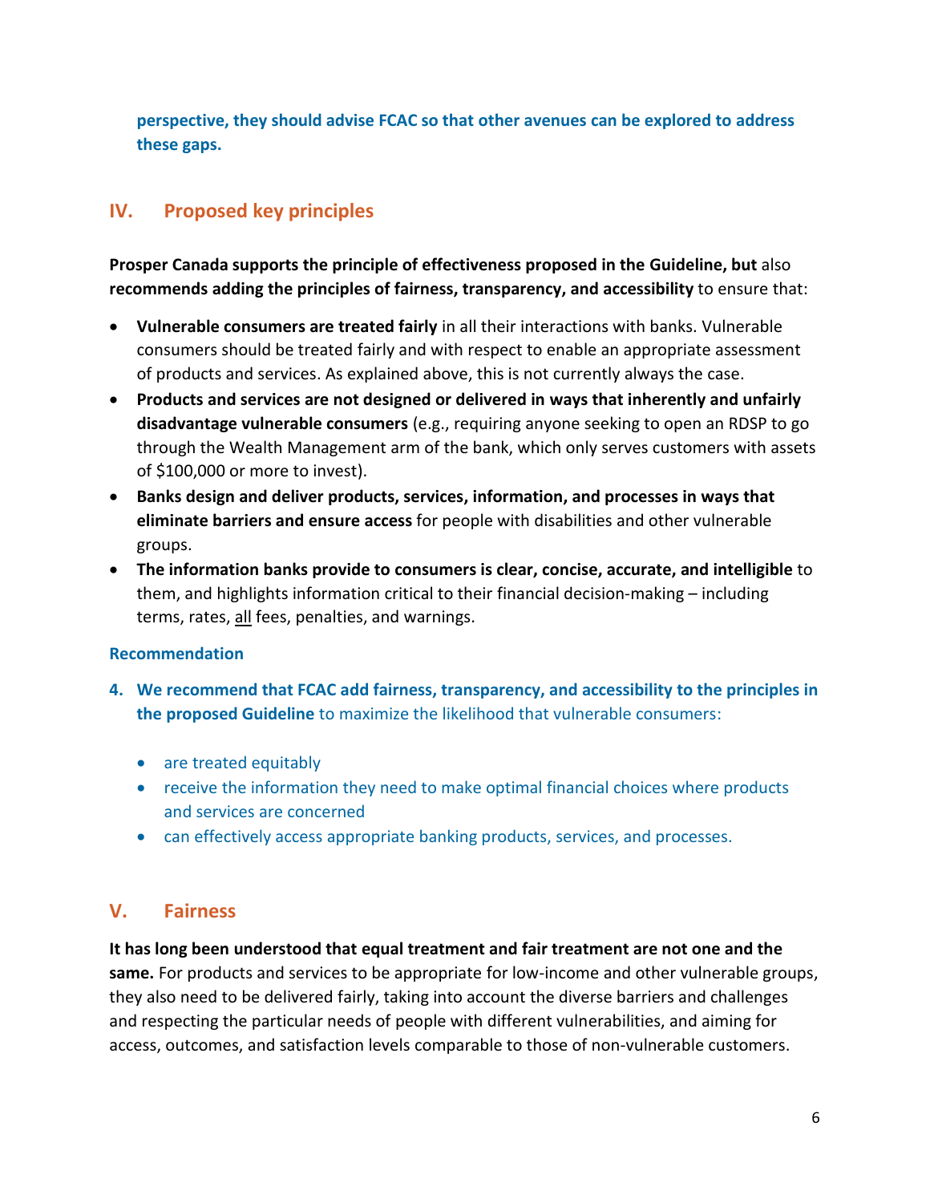**perspective, they should advise FCAC so that other avenues can be explored to address these gaps.**

## IV. Proposed key principles

**Prosper Canada supports the principle of effectiveness proposed in the Guideline, but** also **recommends adding the principles of fairness, transparency, and accessibility** to ensure that:

- **Vulnerable consumers are treated fairly** in all their interactions with banks. Vulnerable consumers should be treated fairly and with respect to enable an appropriate assessment of products and services. As explained above, this is not currently always the case.
- **Products and services are not designed or delivered in ways that inherently and unfairly disadvantage vulnerable consumers** (e.g., requiring anyone seeking to open an RDSP to go through the Wealth Management arm of the bank, which only serves customers with assets of $100,000 or more to invest).
- **Banks design and deliver products, services, information, and processes in ways that eliminate barriers and ensure access** for people with disabilities and other vulnerable groups.
- **The information banks provide to consumers is clear, concise, accurate, and intelligible** to them, and highlights information critical to their financial decision-making – including terms, rates, all fees, penalties, and warnings.

### Recommendation

4. **We recommend that FCAC add fairness, transparency, and accessibility to the principles in the proposed Guideline** to maximize the likelihood that vulnerable consumers:
    - are treated equitably
    - receive the information they need to make optimal financial choices where products and services are concerned
    - can effectively access appropriate banking products, services, and processes.

## V. Fairness

**It has long been understood that equal treatment and fair treatment are not one and the same.** For products and services to be appropriate for low-income and other vulnerable groups, they also need to be delivered fairly, taking into account the diverse barriers and challenges and respecting the particular needs of people with different vulnerabilities, and aiming for access, outcomes, and satisfaction levels comparable to those of non-vulnerable customers.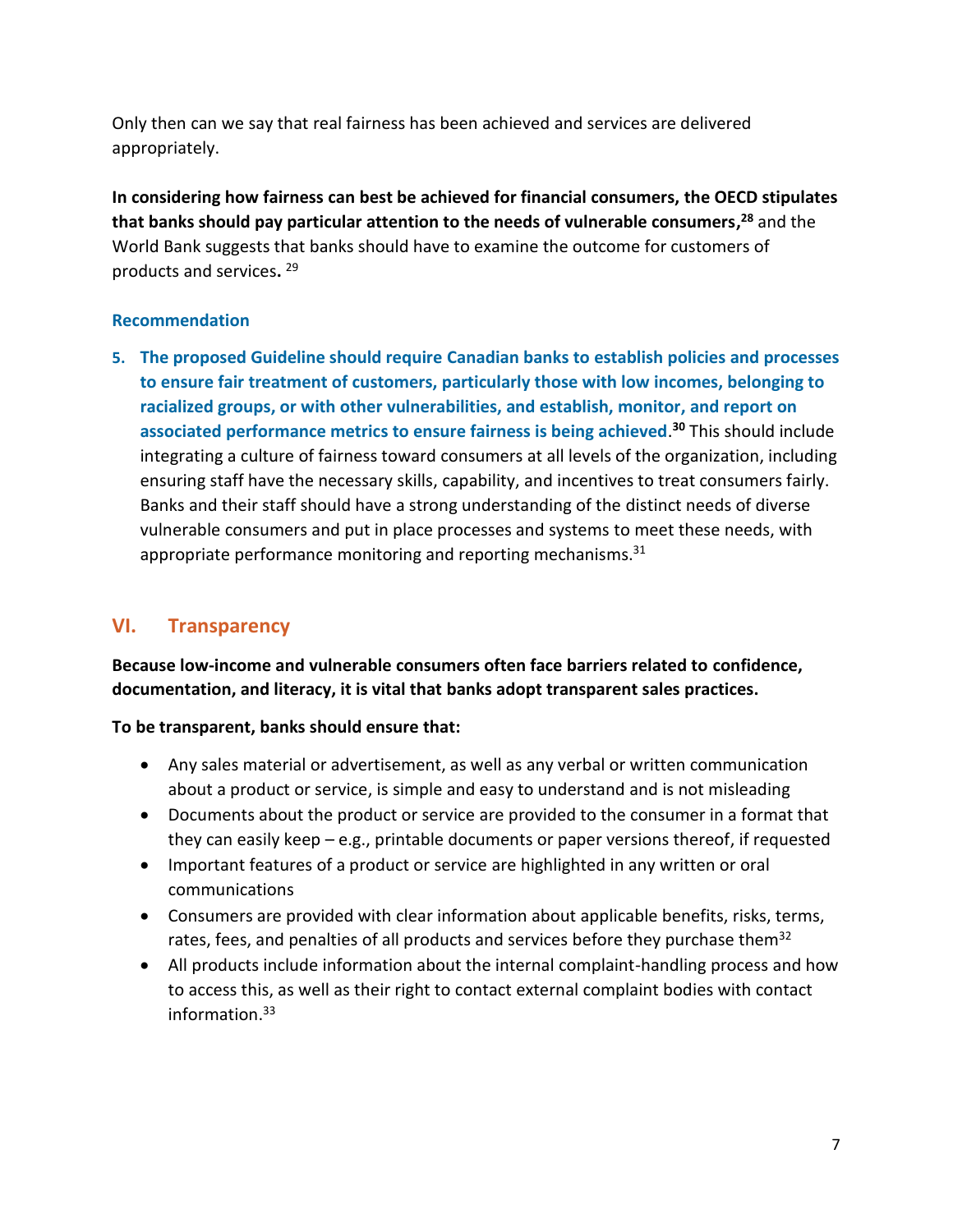Only then can we say that real fairness has been achieved and services are delivered appropriately.

**In considering how fairness can best be achieved for financial consumers, the OECD stipulates that banks should pay particular attention to the needs of vulnerable consumers,[28]** and the World Bank suggests that banks should have to examine the outcome for customers of products and services**.** [29]

### Recommendation

5. **The proposed Guideline should require Canadian banks to establish policies and processes to ensure fair treatment of customers, particularly those with low incomes, belonging to racialized groups, or with other vulnerabilities, and establish, monitor, and report on associated performance metrics to ensure fairness is being achieved**.[30] This should include integrating a culture of fairness toward consumers at all levels of the organization, including ensuring staff have the necessary skills, capability, and incentives to treat consumers fairly. Banks and their staff should have a strong understanding of the distinct needs of diverse vulnerable consumers and put in place processes and systems to meet these needs, with appropriate performance monitoring and reporting mechanisms.[31]

## VI. Transparency

**Because low-income and vulnerable consumers often face barriers related to confidence, documentation, and literacy, it is vital that banks adopt transparent sales practices.**

**To be transparent, banks should ensure that:**

- Any sales material or advertisement, as well as any verbal or written communication about a product or service, is simple and easy to understand and is not misleading
- Documents about the product or service are provided to the consumer in a format that they can easily keep – e.g., printable documents or paper versions thereof, if requested
- Important features of a product or service are highlighted in any written or oral communications
- Consumers are provided with clear information about applicable benefits, risks, terms, rates, fees, and penalties of all products and services before they purchase them[32]
- All products include information about the internal complaint-handling process and how to access this, as well as their right to contact external complaint bodies with contact information.[33]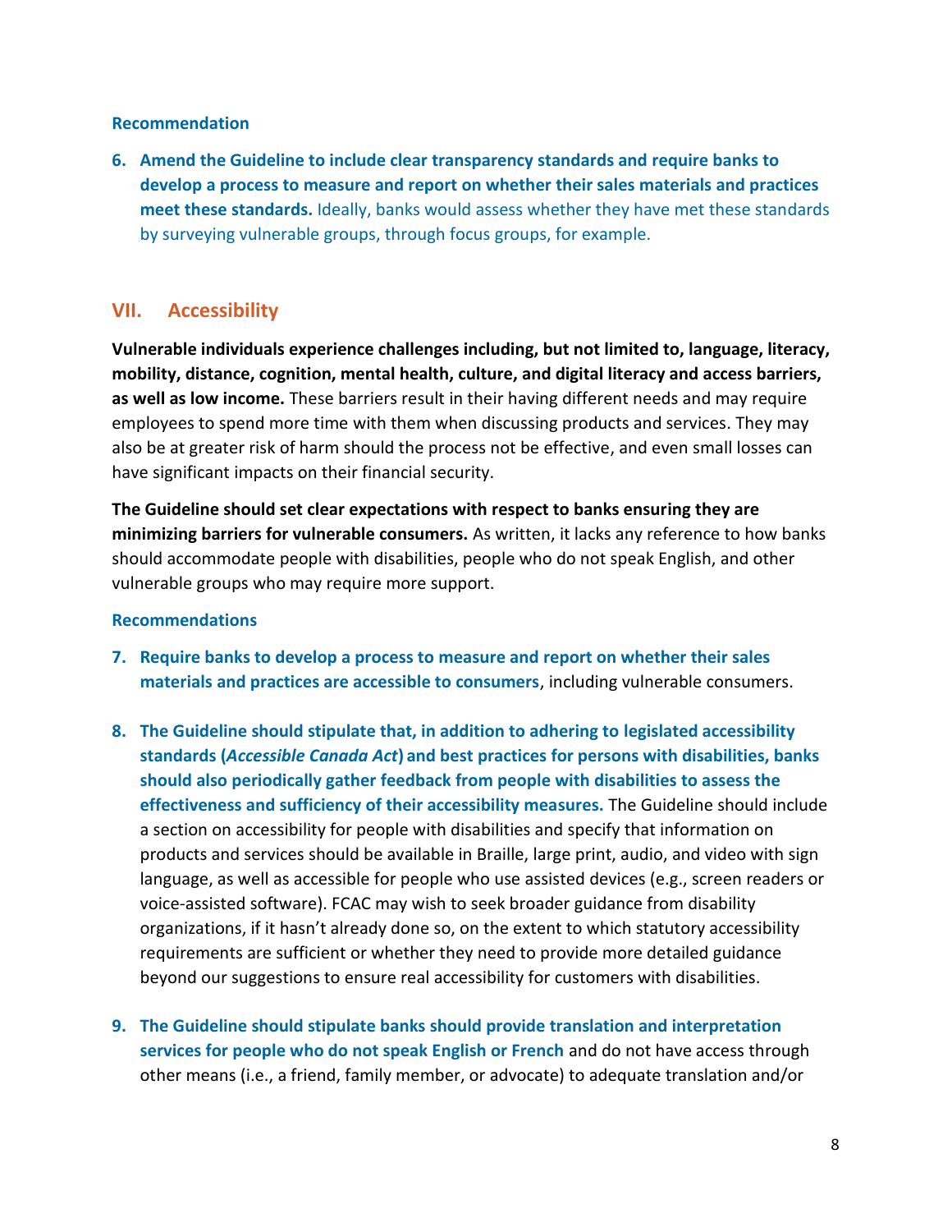### Recommendation

6. **Amend the Guideline to include clear transparency standards and require banks to develop a process to measure and report on whether their sales materials and practices meet these standards.** Ideally, banks would assess whether they have met these standards by surveying vulnerable groups, through focus groups, for example.

## VII. Accessibility

**Vulnerable individuals experience challenges including, but not limited to, language, literacy, mobility, distance, cognition, mental health, culture, and digital literacy and access barriers, as well as low income.** These barriers result in their having different needs and may require employees to spend more time with them when discussing products and services. They may also be at greater risk of harm should the process not be effective, and even small losses can have significant impacts on their financial security.

**The Guideline should set clear expectations with respect to banks ensuring they are minimizing barriers for vulnerable consumers.** As written, it lacks any reference to how banks should accommodate people with disabilities, people who do not speak English, and other vulnerable groups who may require more support.

### Recommendations

7. **Require banks to develop a process to measure and report on whether their sales materials and practices are accessible to consumers**, including vulnerable consumers.

8. **The Guideline should stipulate that, in addition to adhering to legislated accessibility standards (*Accessible Canada Act*) and best practices for persons with disabilities, banks should also periodically gather feedback from people with disabilities to assess the effectiveness and sufficiency of their accessibility measures.** The Guideline should include a section on accessibility for people with disabilities and specify that information on products and services should be available in Braille, large print, audio, and video with sign language, as well as accessible for people who use assisted devices (e.g., screen readers or voice-assisted software). FCAC may wish to seek broader guidance from disability organizations, if it hasn't already done so, on the extent to which statutory accessibility requirements are sufficient or whether they need to provide more detailed guidance beyond our suggestions to ensure real accessibility for customers with disabilities.

9. **The Guideline should stipulate banks should provide translation and interpretation services for people who do not speak English or French** and do not have access through other means (i.e., a friend, family member, or advocate) to adequate translation and/or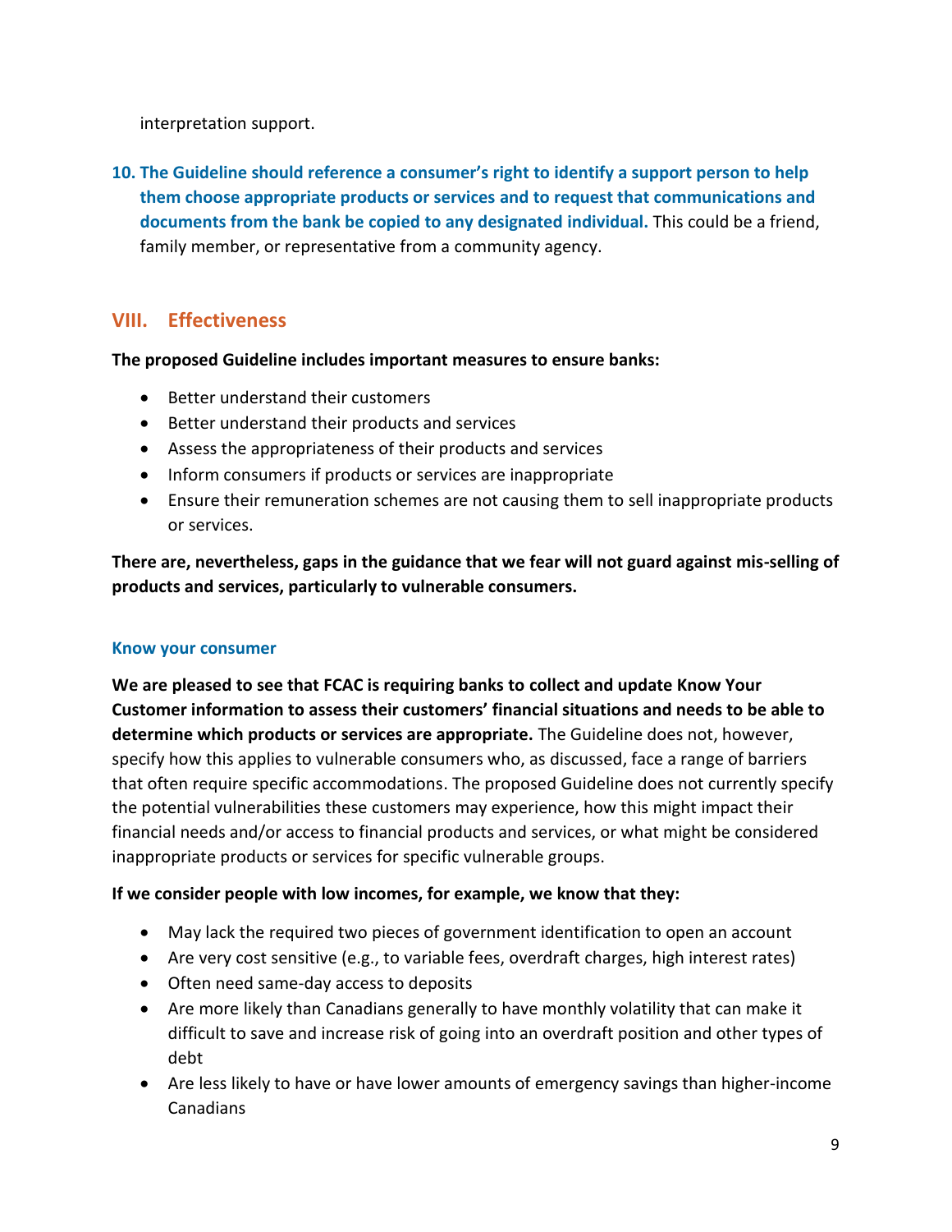interpretation support.

10. **The Guideline should reference a consumer's right to identify a support person to help them choose appropriate products or services and to request that communications and documents from the bank be copied to any designated individual.** This could be a friend, family member, or representative from a community agency.

## VIII. Effectiveness

**The proposed Guideline includes important measures to ensure banks:**

- Better understand their customers
- Better understand their products and services
- Assess the appropriateness of their products and services
- Inform consumers if products or services are inappropriate
- Ensure their remuneration schemes are not causing them to sell inappropriate products or services.

**There are, nevertheless, gaps in the guidance that we fear will not guard against mis-selling of products and services, particularly to vulnerable consumers.**

### Know your consumer

**We are pleased to see that FCAC is requiring banks to collect and update Know Your Customer information to assess their customers' financial situations and needs to be able to determine which products or services are appropriate.** The Guideline does not, however, specify how this applies to vulnerable consumers who, as discussed, face a range of barriers that often require specific accommodations. The proposed Guideline does not currently specify the potential vulnerabilities these customers may experience, how this might impact their financial needs and/or access to financial products and services, or what might be considered inappropriate products or services for specific vulnerable groups.

**If we consider people with low incomes, for example, we know that they:**

- May lack the required two pieces of government identification to open an account
- Are very cost sensitive (e.g., to variable fees, overdraft charges, high interest rates)
- Often need same-day access to deposits
- Are more likely than Canadians generally to have monthly volatility that can make it difficult to save and increase risk of going into an overdraft position and other types of debt
- Are less likely to have or have lower amounts of emergency savings than higher-income Canadians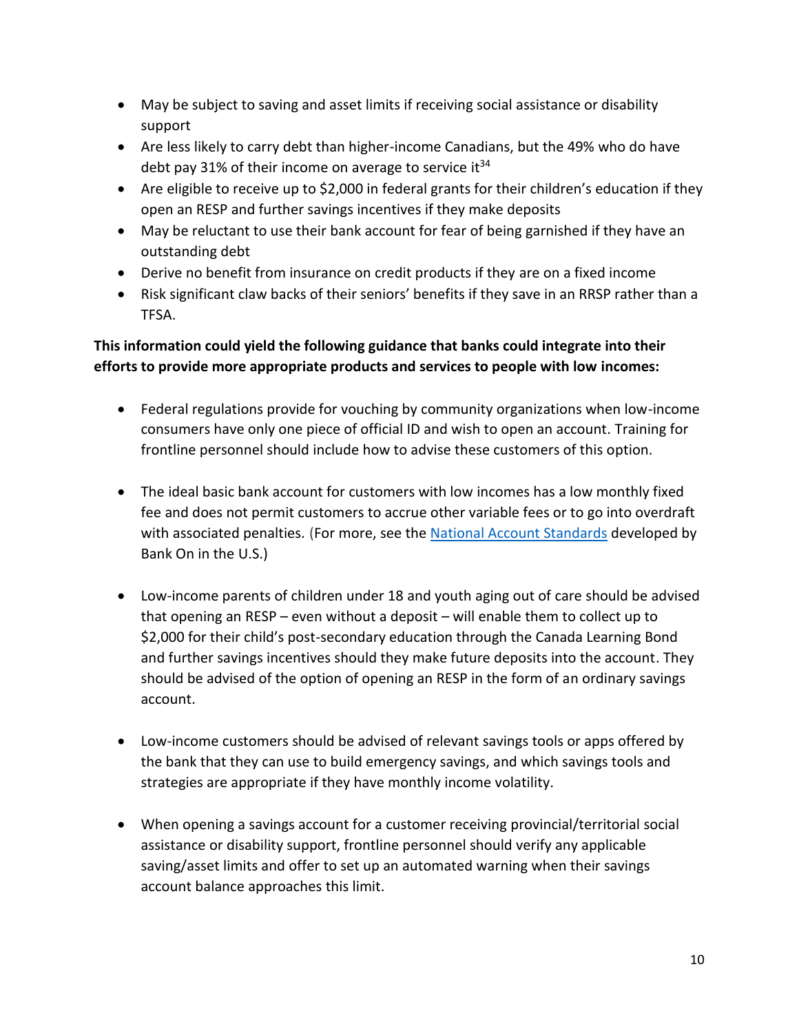- May be subject to saving and asset limits if receiving social assistance or disability support
- Are less likely to carry debt than higher-income Canadians, but the 49% who do have debt pay 31% of their income on average to service it[34]
- Are eligible to receive up to $2,000 in federal grants for their children's education if they open an RESP and further savings incentives if they make deposits
- May be reluctant to use their bank account for fear of being garnished if they have an outstanding debt
- Derive no benefit from insurance on credit products if they are on a fixed income
- Risk significant claw backs of their seniors' benefits if they save in an RRSP rather than a TFSA.

**This information could yield the following guidance that banks could integrate into their efforts to provide more appropriate products and services to people with low incomes:**

- Federal regulations provide for vouching by community organizations when low-income consumers have only one piece of official ID and wish to open an account. Training for frontline personnel should include how to advise these customers of this option.

- The ideal basic bank account for customers with low incomes has a low monthly fixed fee and does not permit customers to accrue other variable fees or to go into overdraft with associated penalties. (For more, see the [National Account Standards]() developed by Bank On in the U.S.)

- Low-income parents of children under 18 and youth aging out of care should be advised that opening an RESP – even without a deposit – will enable them to collect up to $2,000 for their child's post-secondary education through the Canada Learning Bond and further savings incentives should they make future deposits into the account. They should be advised of the option of opening an RESP in the form of an ordinary savings account.

- Low-income customers should be advised of relevant savings tools or apps offered by the bank that they can use to build emergency savings, and which savings tools and strategies are appropriate if they have monthly income volatility.

- When opening a savings account for a customer receiving provincial/territorial social assistance or disability support, frontline personnel should verify any applicable saving/asset limits and offer to set up an automated warning when their savings account balance approaches this limit.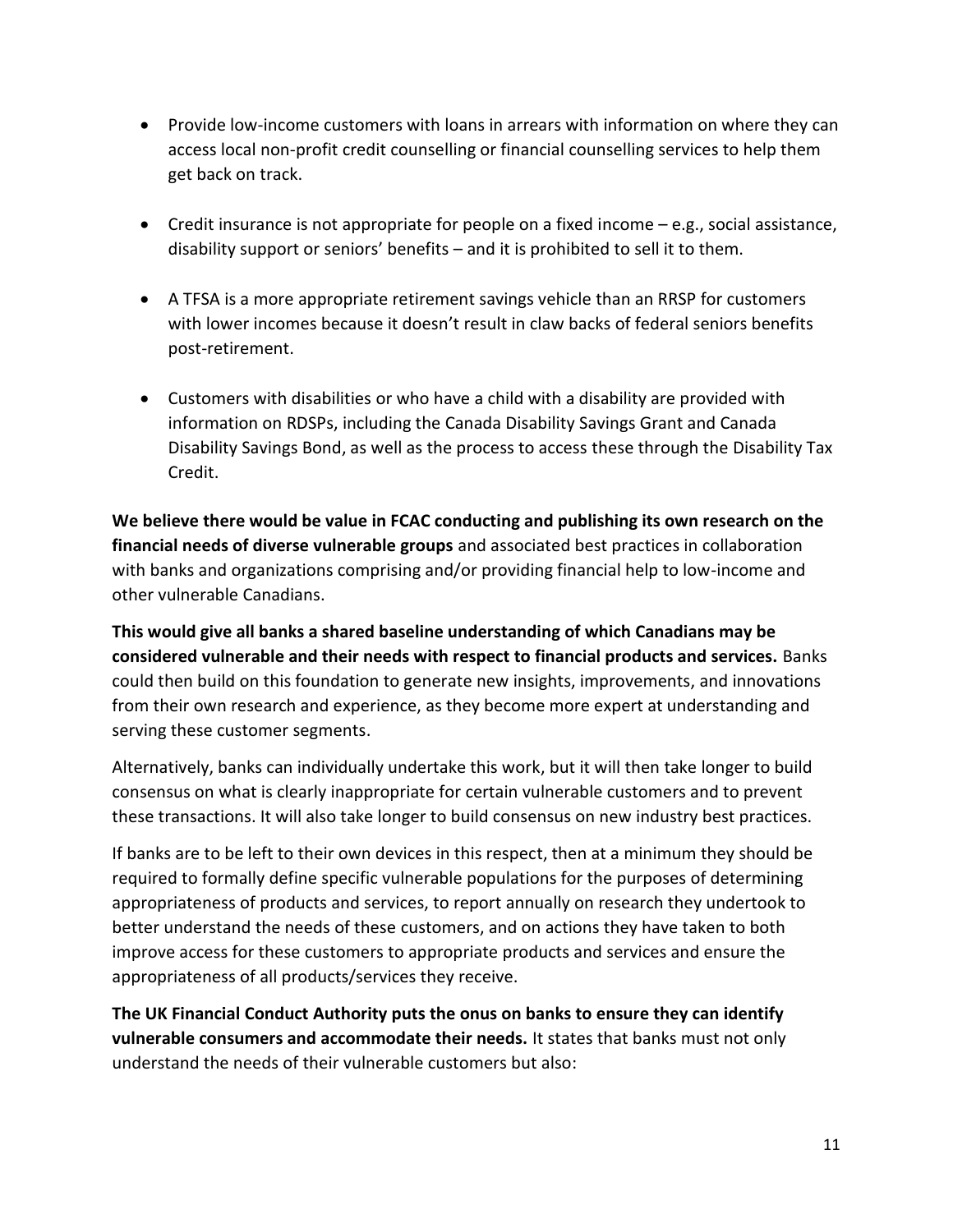- Provide low-income customers with loans in arrears with information on where they can access local non-profit credit counselling or financial counselling services to help them get back on track.

- Credit insurance is not appropriate for people on a fixed income – e.g., social assistance, disability support or seniors' benefits – and it is prohibited to sell it to them.

- A TFSA is a more appropriate retirement savings vehicle than an RRSP for customers with lower incomes because it doesn't result in claw backs of federal seniors benefits post-retirement.

- Customers with disabilities or who have a child with a disability are provided with information on RDSPs, including the Canada Disability Savings Grant and Canada Disability Savings Bond, as well as the process to access these through the Disability Tax Credit.

**We believe there would be value in FCAC conducting and publishing its own research on the financial needs of diverse vulnerable groups** and associated best practices in collaboration with banks and organizations comprising and/or providing financial help to low-income and other vulnerable Canadians.

**This would give all banks a shared baseline understanding of which Canadians may be considered vulnerable and their needs with respect to financial products and services.** Banks could then build on this foundation to generate new insights, improvements, and innovations from their own research and experience, as they become more expert at understanding and serving these customer segments.

Alternatively, banks can individually undertake this work, but it will then take longer to build consensus on what is clearly inappropriate for certain vulnerable customers and to prevent these transactions. It will also take longer to build consensus on new industry best practices.

If banks are to be left to their own devices in this respect, then at a minimum they should be required to formally define specific vulnerable populations for the purposes of determining appropriateness of products and services, to report annually on research they undertook to better understand the needs of these customers, and on actions they have taken to both improve access for these customers to appropriate products and services and ensure the appropriateness of all products/services they receive.

**The UK Financial Conduct Authority puts the onus on banks to ensure they can identify vulnerable consumers and accommodate their needs.** It states that banks must not only understand the needs of their vulnerable customers but also: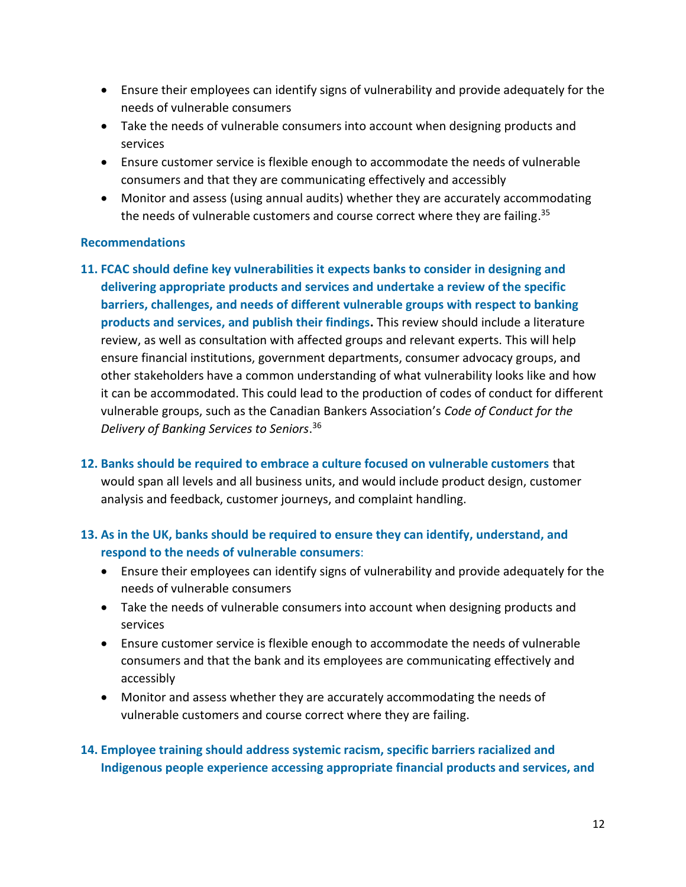- Ensure their employees can identify signs of vulnerability and provide adequately for the needs of vulnerable consumers
- Take the needs of vulnerable consumers into account when designing products and services
- Ensure customer service is flexible enough to accommodate the needs of vulnerable consumers and that they are communicating effectively and accessibly
- Monitor and assess (using annual audits) whether they are accurately accommodating the needs of vulnerable customers and course correct where they are failing.[35]

### Recommendations

11. **FCAC should define key vulnerabilities it expects banks to consider in designing and delivering appropriate products and services and undertake a review of the specific barriers, challenges, and needs of different vulnerable groups with respect to banking products and services, and publish their findings.** This review should include a literature review, as well as consultation with affected groups and relevant experts. This will help ensure financial institutions, government departments, consumer advocacy groups, and other stakeholders have a common understanding of what vulnerability looks like and how it can be accommodated. This could lead to the production of codes of conduct for different vulnerable groups, such as the Canadian Bankers Association's *Code of Conduct for the Delivery of Banking Services to Seniors*.[36]

12. **Banks should be required to embrace a culture focused on vulnerable customers** that would span all levels and all business units, and would include product design, customer analysis and feedback, customer journeys, and complaint handling.

13. **As in the UK, banks should be required to ensure they can identify, understand, and respond to the needs of vulnerable consumers**:
    - Ensure their employees can identify signs of vulnerability and provide adequately for the needs of vulnerable consumers
    - Take the needs of vulnerable consumers into account when designing products and services
    - Ensure customer service is flexible enough to accommodate the needs of vulnerable consumers and that the bank and its employees are communicating effectively and accessibly
    - Monitor and assess whether they are accurately accommodating the needs of vulnerable customers and course correct where they are failing.

14. **Employee training should address systemic racism, specific barriers racialized and Indigenous people experience accessing appropriate financial products and services, and**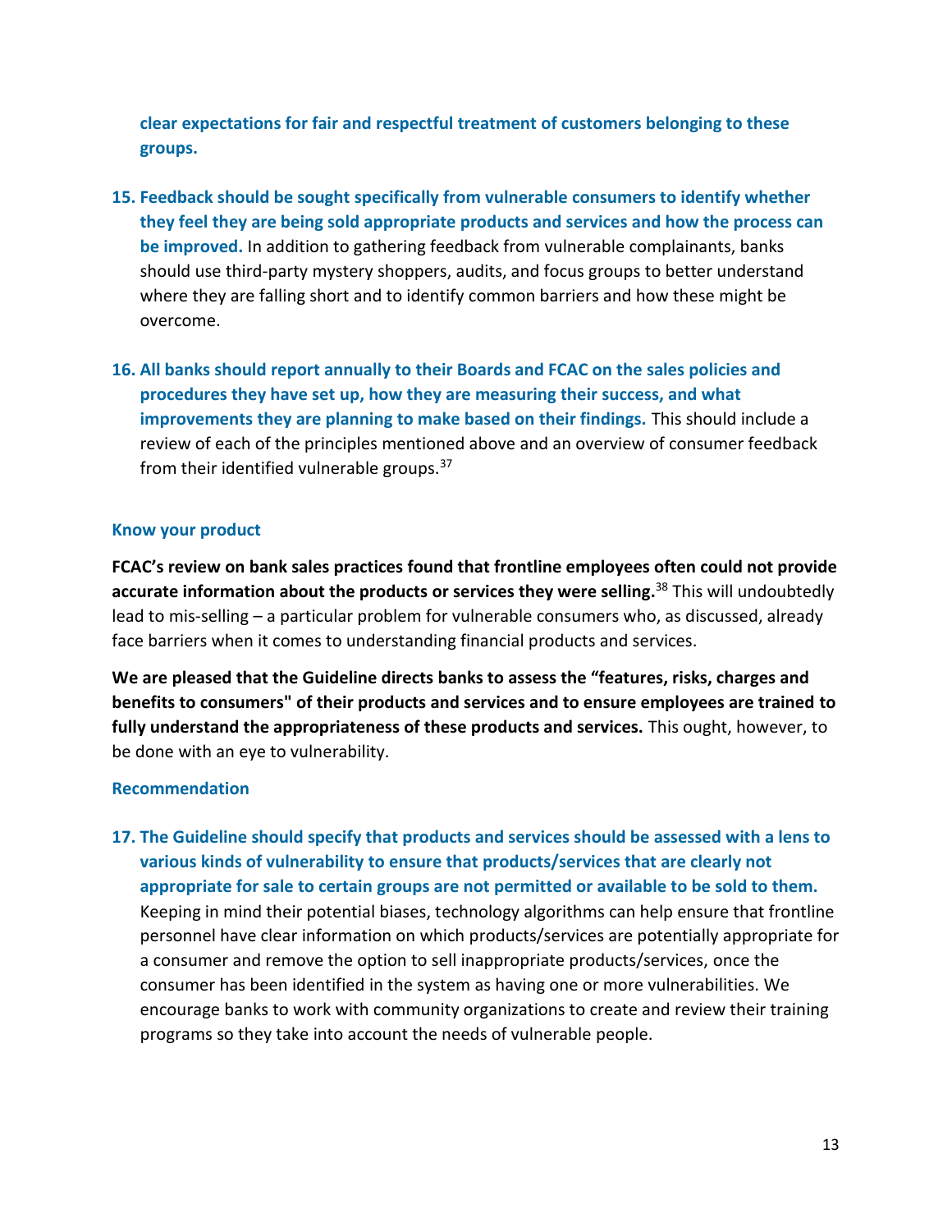**clear expectations for fair and respectful treatment of customers belonging to these groups.**

15. **Feedback should be sought specifically from vulnerable consumers to identify whether they feel they are being sold appropriate products and services and how the process can be improved.** In addition to gathering feedback from vulnerable complainants, banks should use third-party mystery shoppers, audits, and focus groups to better understand where they are falling short and to identify common barriers and how these might be overcome.

16. **All banks should report annually to their Boards and FCAC on the sales policies and procedures they have set up, how they are measuring their success, and what improvements they are planning to make based on their findings.** This should include a review of each of the principles mentioned above and an overview of consumer feedback from their identified vulnerable groups.[37]

### Know your product

**FCAC's review on bank sales practices found that frontline employees often could not provide accurate information about the products or services they were selling.**[38] This will undoubtedly lead to mis-selling – a particular problem for vulnerable consumers who, as discussed, already face barriers when it comes to understanding financial products and services.

**We are pleased that the Guideline directs banks to assess the "features, risks, charges and benefits to consumers" of their products and services and to ensure employees are trained to fully understand the appropriateness of these products and services.** This ought, however, to be done with an eye to vulnerability.

### Recommendation

17. **The Guideline should specify that products and services should be assessed with a lens to various kinds of vulnerability to ensure that products/services that are clearly not appropriate for sale to certain groups are not permitted or available to be sold to them.** Keeping in mind their potential biases, technology algorithms can help ensure that frontline personnel have clear information on which products/services are potentially appropriate for a consumer and remove the option to sell inappropriate products/services, once the consumer has been identified in the system as having one or more vulnerabilities. We encourage banks to work with community organizations to create and review their training programs so they take into account the needs of vulnerable people.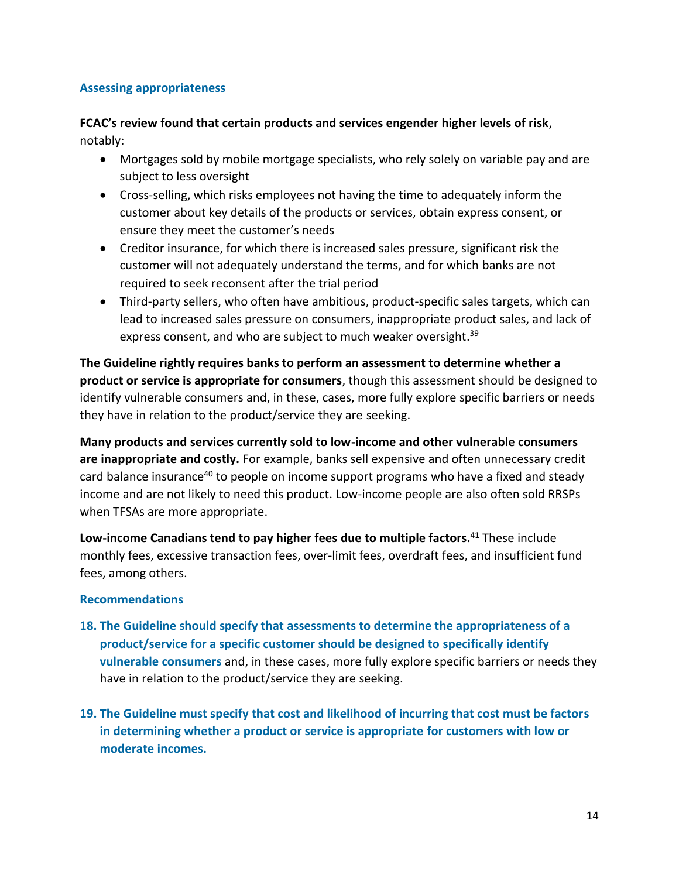### Assessing appropriateness

**FCAC's review found that certain products and services engender higher levels of risk**, notably:

- Mortgages sold by mobile mortgage specialists, who rely solely on variable pay and are subject to less oversight
- Cross-selling, which risks employees not having the time to adequately inform the customer about key details of the products or services, obtain express consent, or ensure they meet the customer's needs
- Creditor insurance, for which there is increased sales pressure, significant risk the customer will not adequately understand the terms, and for which banks are not required to seek reconsent after the trial period
- Third-party sellers, who often have ambitious, product-specific sales targets, which can lead to increased sales pressure on consumers, inappropriate product sales, and lack of express consent, and who are subject to much weaker oversight.[39]

**The Guideline rightly requires banks to perform an assessment to determine whether a product or service is appropriate for consumers**, though this assessment should be designed to identify vulnerable consumers and, in these, cases, more fully explore specific barriers or needs they have in relation to the product/service they are seeking.

**Many products and services currently sold to low-income and other vulnerable consumers are inappropriate and costly.** For example, banks sell expensive and often unnecessary credit card balance insurance[40] to people on income support programs who have a fixed and steady income and are not likely to need this product. Low-income people are also often sold RRSPs when TFSAs are more appropriate.

**Low-income Canadians tend to pay higher fees due to multiple factors.**[41] These include monthly fees, excessive transaction fees, over-limit fees, overdraft fees, and insufficient fund fees, among others.

### Recommendations

18. **The Guideline should specify that assessments to determine the appropriateness of a product/service for a specific customer should be designed to specifically identify vulnerable consumers** and, in these cases, more fully explore specific barriers or needs they have in relation to the product/service they are seeking.

19. **The Guideline must specify that cost and likelihood of incurring that cost must be factors in determining whether a product or service is appropriate for customers with low or moderate incomes.**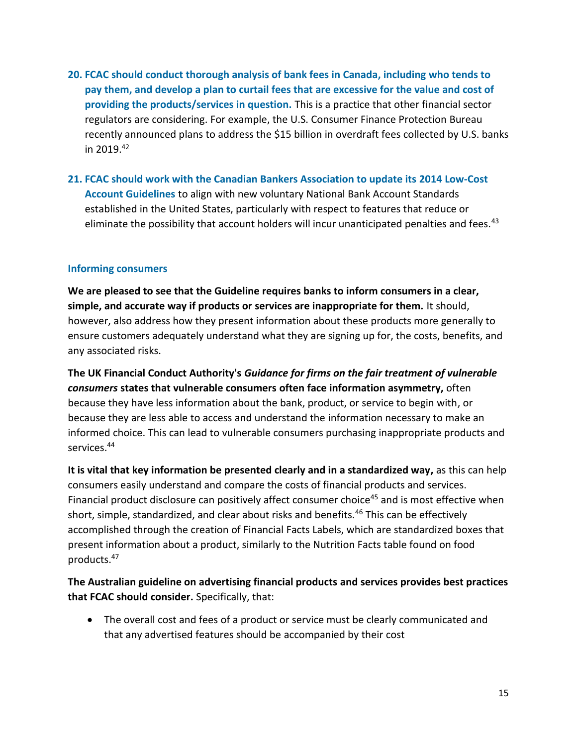20. **FCAC should conduct thorough analysis of bank fees in Canada, including who tends to pay them, and develop a plan to curtail fees that are excessive for the value and cost of providing the products/services in question.** This is a practice that other financial sector regulators are considering. For example, the U.S. Consumer Finance Protection Bureau recently announced plans to address the $15 billion in overdraft fees collected by U.S. banks in 2019.[42]

21. **FCAC should work with the Canadian Bankers Association to update its 2014 Low-Cost Account Guidelines** to align with new voluntary National Bank Account Standards established in the United States, particularly with respect to features that reduce or eliminate the possibility that account holders will incur unanticipated penalties and fees.[43]

### Informing consumers

**We are pleased to see that the Guideline requires banks to inform consumers in a clear, simple, and accurate way if products or services are inappropriate for them.** It should, however, also address how they present information about these products more generally to ensure customers adequately understand what they are signing up for, the costs, benefits, and any associated risks.

**The UK Financial Conduct Authority's *Guidance for firms on the fair treatment of vulnerable consumers* states that vulnerable consumers often face information asymmetry,** often because they have less information about the bank, product, or service to begin with, or because they are less able to access and understand the information necessary to make an informed choice. This can lead to vulnerable consumers purchasing inappropriate products and services.[44]

**It is vital that key information be presented clearly and in a standardized way,** as this can help consumers easily understand and compare the costs of financial products and services. Financial product disclosure can positively affect consumer choice[45] and is most effective when short, simple, standardized, and clear about risks and benefits.[46] This can be effectively accomplished through the creation of Financial Facts Labels, which are standardized boxes that present information about a product, similarly to the Nutrition Facts table found on food products.[47]

**The Australian guideline on advertising financial products and services provides best practices that FCAC should consider.** Specifically, that:

- The overall cost and fees of a product or service must be clearly communicated and that any advertised features should be accompanied by their cost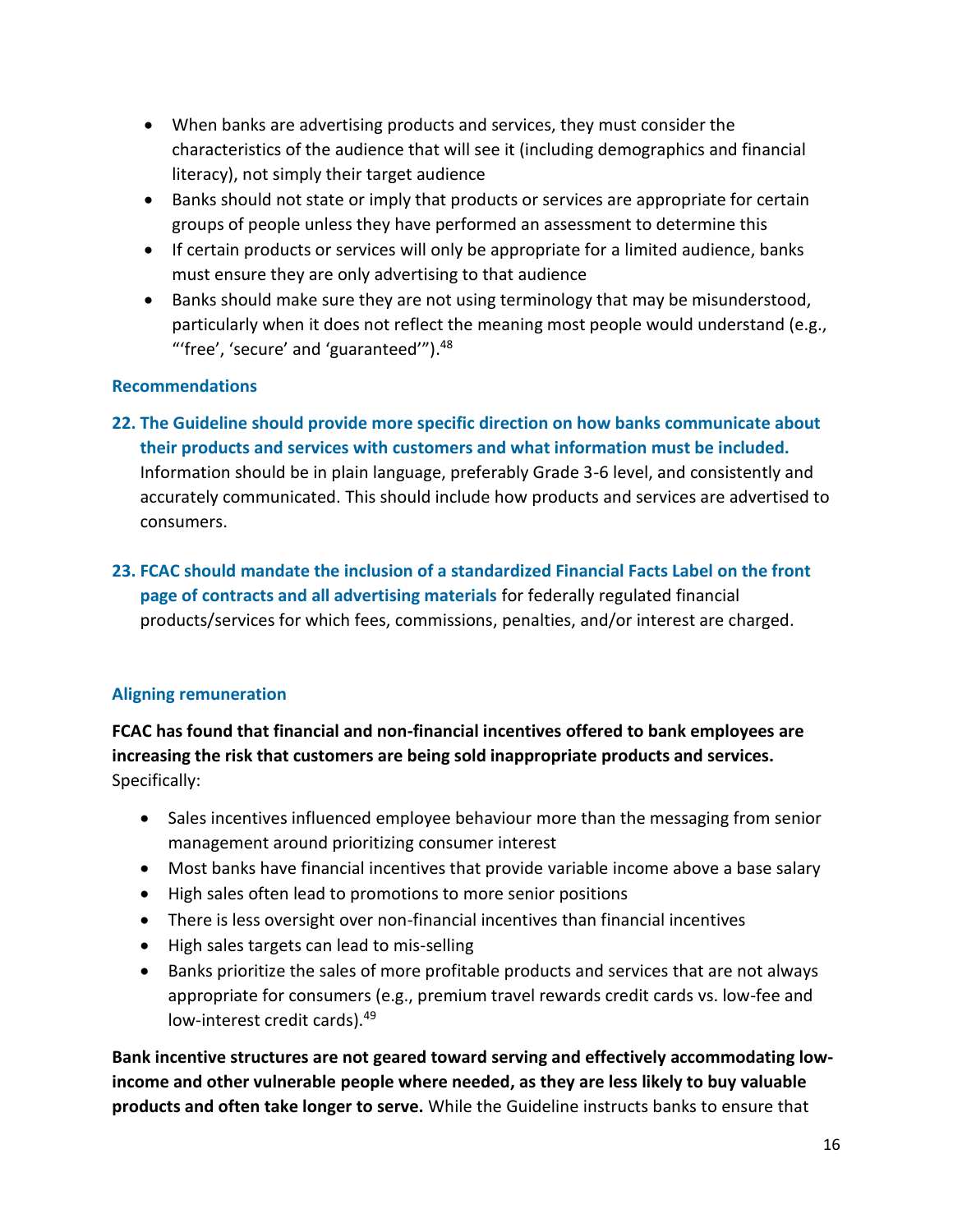- When banks are advertising products and services, they must consider the characteristics of the audience that will see it (including demographics and financial literacy), not simply their target audience
- Banks should not state or imply that products or services are appropriate for certain groups of people unless they have performed an assessment to determine this
- If certain products or services will only be appropriate for a limited audience, banks must ensure they are only advertising to that audience
- Banks should make sure they are not using terminology that may be misunderstood, particularly when it does not reflect the meaning most people would understand (e.g., "'free', 'secure' and 'guaranteed'").[48]

### Recommendations

22. **The Guideline should provide more specific direction on how banks communicate about their products and services with customers and what information must be included.** Information should be in plain language, preferably Grade 3-6 level, and consistently and accurately communicated. This should include how products and services are advertised to consumers.

23. **FCAC should mandate the inclusion of a standardized Financial Facts Label on the front page of contracts and all advertising materials** for federally regulated financial products/services for which fees, commissions, penalties, and/or interest are charged.

### Aligning remuneration

**FCAC has found that financial and non-financial incentives offered to bank employees are increasing the risk that customers are being sold inappropriate products and services.** Specifically:

- Sales incentives influenced employee behaviour more than the messaging from senior management around prioritizing consumer interest
- Most banks have financial incentives that provide variable income above a base salary
- High sales often lead to promotions to more senior positions
- There is less oversight over non-financial incentives than financial incentives
- High sales targets can lead to mis-selling
- Banks prioritize the sales of more profitable products and services that are not always appropriate for consumers (e.g., premium travel rewards credit cards vs. low-fee and low-interest credit cards).[49]

**Bank incentive structures are not geared toward serving and effectively accommodating low-income and other vulnerable people where needed, as they are less likely to buy valuable products and often take longer to serve.** While the Guideline instructs banks to ensure that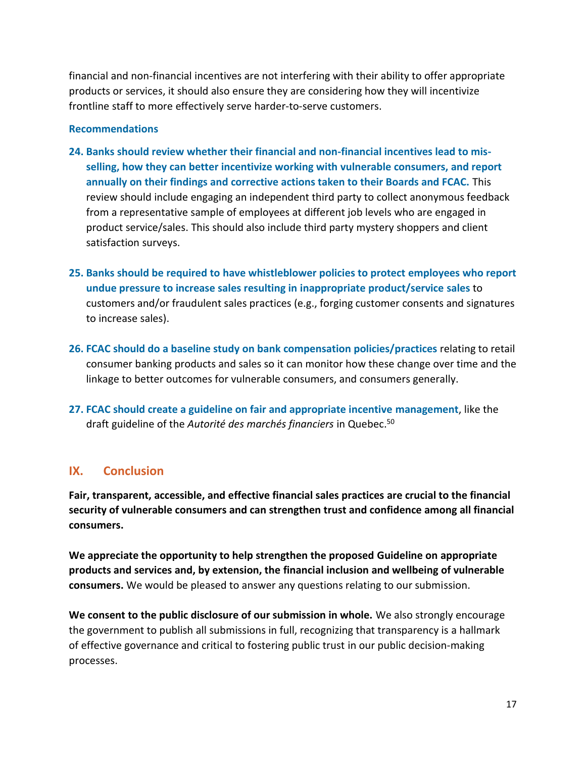financial and non-financial incentives are not interfering with their ability to offer appropriate products or services, it should also ensure they are considering how they will incentivize frontline staff to more effectively serve harder-to-serve customers.

### Recommendations

24. **Banks should review whether their financial and non-financial incentives lead to mis-selling, how they can better incentivize working with vulnerable consumers, and report annually on their findings and corrective actions taken to their Boards and FCAC.** This review should include engaging an independent third party to collect anonymous feedback from a representative sample of employees at different job levels who are engaged in product service/sales. This should also include third party mystery shoppers and client satisfaction surveys.

25. **Banks should be required to have whistleblower policies to protect employees who report undue pressure to increase sales resulting in inappropriate product/service sales** to customers and/or fraudulent sales practices (e.g., forging customer consents and signatures to increase sales).

26. **FCAC should do a baseline study on bank compensation policies/practices** relating to retail consumer banking products and sales so it can monitor how these change over time and the linkage to better outcomes for vulnerable consumers, and consumers generally.

27. **FCAC should create a guideline on fair and appropriate incentive management**, like the draft guideline of the *Autorité des marchés financiers* in Quebec.[50]

## IX. Conclusion

**Fair, transparent, accessible, and effective financial sales practices are crucial to the financial security of vulnerable consumers and can strengthen trust and confidence among all financial consumers.**

**We appreciate the opportunity to help strengthen the proposed Guideline on appropriate products and services and, by extension, the financial inclusion and wellbeing of vulnerable consumers.** We would be pleased to answer any questions relating to our submission.

**We consent to the public disclosure of our submission in whole.** We also strongly encourage the government to publish all submissions in full, recognizing that transparency is a hallmark of effective governance and critical to fostering public trust in our public decision-making processes.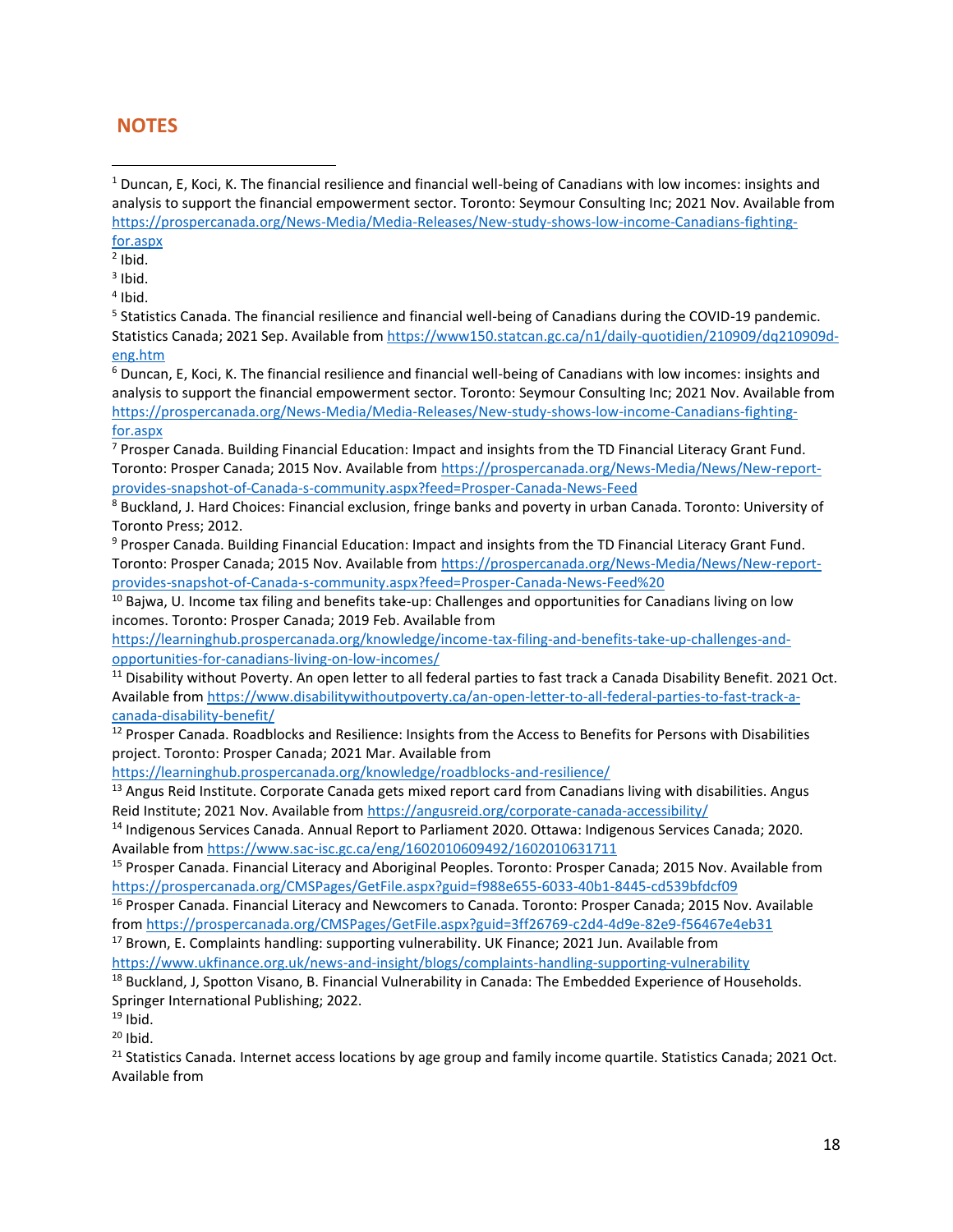## NOTES

[1] Duncan, E, Koci, K. The financial resilience and financial well-being of Canadians with low incomes: insights and analysis to support the financial empowerment sector. Toronto: Seymour Consulting Inc; 2021 Nov. Available from https://prospercanada.org/News-Media/Media-Releases/New-study-shows-low-income-Canadians-fighting-for.aspx

[2] Ibid.

[3] Ibid.

[4] Ibid.

[5] Statistics Canada. The financial resilience and financial well-being of Canadians during the COVID-19 pandemic. Statistics Canada; 2021 Sep. Available from https://www150.statcan.gc.ca/n1/daily-quotidien/210909/dq210909d-eng.htm

[6] Duncan, E, Koci, K. The financial resilience and financial well-being of Canadians with low incomes: insights and analysis to support the financial empowerment sector. Toronto: Seymour Consulting Inc; 2021 Nov. Available from https://prospercanada.org/News-Media/Media-Releases/New-study-shows-low-income-Canadians-fighting-for.aspx

[7] Prosper Canada. Building Financial Education: Impact and insights from the TD Financial Literacy Grant Fund. Toronto: Prosper Canada; 2015 Nov. Available from https://prospercanada.org/News-Media/News/New-report-provides-snapshot-of-Canada-s-community.aspx?feed=Prosper-Canada-News-Feed

[8] Buckland, J. Hard Choices: Financial exclusion, fringe banks and poverty in urban Canada. Toronto: University of Toronto Press; 2012.

[9] Prosper Canada. Building Financial Education: Impact and insights from the TD Financial Literacy Grant Fund. Toronto: Prosper Canada; 2015 Nov. Available from https://prospercanada.org/News-Media/News/New-report-provides-snapshot-of-Canada-s-community.aspx?feed=Prosper-Canada-News-Feed%20

[10] Bajwa, U. Income tax filing and benefits take-up: Challenges and opportunities for Canadians living on low incomes. Toronto: Prosper Canada; 2019 Feb. Available from https://learninghub.prospercanada.org/knowledge/income-tax-filing-and-benefits-take-up-challenges-and-opportunities-for-canadians-living-on-low-incomes/

[11] Disability without Poverty. An open letter to all federal parties to fast track a Canada Disability Benefit. 2021 Oct. Available from https://www.disabilitywithoutpoverty.ca/an-open-letter-to-all-federal-parties-to-fast-track-a-canada-disability-benefit/

[12] Prosper Canada. Roadblocks and Resilience: Insights from the Access to Benefits for Persons with Disabilities project. Toronto: Prosper Canada; 2021 Mar. Available from https://learninghub.prospercanada.org/knowledge/roadblocks-and-resilience/

[13] Angus Reid Institute. Corporate Canada gets mixed report card from Canadians living with disabilities. Angus Reid Institute; 2021 Nov. Available from https://angusreid.org/corporate-canada-accessibility/

[14] Indigenous Services Canada. Annual Report to Parliament 2020. Ottawa: Indigenous Services Canada; 2020. Available from https://www.sac-isc.gc.ca/eng/1602010609492/1602010631711

[15] Prosper Canada. Financial Literacy and Aboriginal Peoples. Toronto: Prosper Canada; 2015 Nov. Available from https://prospercanada.org/CMSPages/GetFile.aspx?guid=f988e655-6033-40b1-8445-cd539bfdcf09

[16] Prosper Canada. Financial Literacy and Newcomers to Canada. Toronto: Prosper Canada; 2015 Nov. Available from https://prospercanada.org/CMSPages/GetFile.aspx?guid=3ff26769-c2d4-4d9e-82e9-f56467e4eb31

[17] Brown, E. Complaints handling: supporting vulnerability. UK Finance; 2021 Jun. Available from https://www.ukfinance.org.uk/news-and-insight/blogs/complaints-handling-supporting-vulnerability

[18] Buckland, J, Spotton Visano, B. Financial Vulnerability in Canada: The Embedded Experience of Households. Springer International Publishing; 2022.

[19] Ibid.

[20] Ibid.

[21] Statistics Canada. Internet access locations by age group and family income quartile. Statistics Canada; 2021 Oct. Available from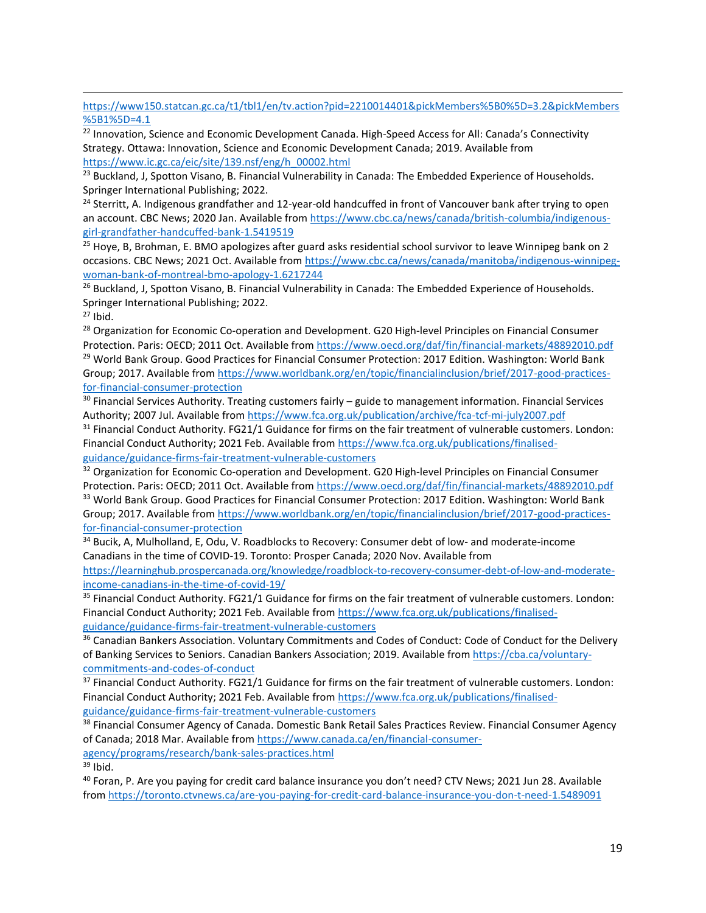https://www150.statcan.gc.ca/t1/tbl1/en/tv.action?pid=2210014401&pickMembers%5B0%5D=3.2&pickMembers%5B1%5D=4.1

[22] Innovation, Science and Economic Development Canada. High-Speed Access for All: Canada's Connectivity Strategy. Ottawa: Innovation, Science and Economic Development Canada; 2019. Available from https://www.ic.gc.ca/eic/site/139.nsf/eng/h_00002.html

[23] Buckland, J, Spotton Visano, B. Financial Vulnerability in Canada: The Embedded Experience of Households. Springer International Publishing; 2022.

[24] Sterritt, A. Indigenous grandfather and 12-year-old handcuffed in front of Vancouver bank after trying to open an account. CBC News; 2020 Jan. Available from https://www.cbc.ca/news/canada/british-columbia/indigenous-girl-grandfather-handcuffed-bank-1.5419519

[25] Hoye, B, Brohman, E. BMO apologizes after guard asks residential school survivor to leave Winnipeg bank on 2 occasions. CBC News; 2021 Oct. Available from https://www.cbc.ca/news/canada/manitoba/indigenous-winnipeg-woman-bank-of-montreal-bmo-apology-1.6217244

[26] Buckland, J, Spotton Visano, B. Financial Vulnerability in Canada: The Embedded Experience of Households. Springer International Publishing; 2022.

[27] Ibid.

[28] Organization for Economic Co-operation and Development. G20 High-level Principles on Financial Consumer Protection. Paris: OECD; 2011 Oct. Available from https://www.oecd.org/daf/fin/financial-markets/48892010.pdf

[29] World Bank Group. Good Practices for Financial Consumer Protection: 2017 Edition. Washington: World Bank Group; 2017. Available from https://www.worldbank.org/en/topic/financialinclusion/brief/2017-good-practices-for-financial-consumer-protection

[30] Financial Services Authority. Treating customers fairly – guide to management information. Financial Services Authority; 2007 Jul. Available from https://www.fca.org.uk/publication/archive/fca-tcf-mi-july2007.pdf

[31] Financial Conduct Authority. FG21/1 Guidance for firms on the fair treatment of vulnerable customers. London: Financial Conduct Authority; 2021 Feb. Available from https://www.fca.org.uk/publications/finalised-guidance/guidance-firms-fair-treatment-vulnerable-customers

[32] Organization for Economic Co-operation and Development. G20 High-level Principles on Financial Consumer Protection. Paris: OECD; 2011 Oct. Available from https://www.oecd.org/daf/fin/financial-markets/48892010.pdf

[33] World Bank Group. Good Practices for Financial Consumer Protection: 2017 Edition. Washington: World Bank Group; 2017. Available from https://www.worldbank.org/en/topic/financialinclusion/brief/2017-good-practices-for-financial-consumer-protection

[34] Bucik, A, Mulholland, E, Odu, V. Roadblocks to Recovery: Consumer debt of low- and moderate-income Canadians in the time of COVID-19. Toronto: Prosper Canada; 2020 Nov. Available from https://learninghub.prospercanada.org/knowledge/roadblock-to-recovery-consumer-debt-of-low-and-moderate-income-canadians-in-the-time-of-covid-19/

[35] Financial Conduct Authority. FG21/1 Guidance for firms on the fair treatment of vulnerable customers. London: Financial Conduct Authority; 2021 Feb. Available from https://www.fca.org.uk/publications/finalised-guidance/guidance-firms-fair-treatment-vulnerable-customers

[36] Canadian Bankers Association. Voluntary Commitments and Codes of Conduct: Code of Conduct for the Delivery of Banking Services to Seniors. Canadian Bankers Association; 2019. Available from https://cba.ca/voluntary-commitments-and-codes-of-conduct

[37] Financial Conduct Authority. FG21/1 Guidance for firms on the fair treatment of vulnerable customers. London: Financial Conduct Authority; 2021 Feb. Available from https://www.fca.org.uk/publications/finalised-guidance/guidance-firms-fair-treatment-vulnerable-customers

[38] Financial Consumer Agency of Canada. Domestic Bank Retail Sales Practices Review. Financial Consumer Agency of Canada; 2018 Mar. Available from https://www.canada.ca/en/financial-consumer-agency/programs/research/bank-sales-practices.html

[39] Ibid.

[40] Foran, P. Are you paying for credit card balance insurance you don't need? CTV News; 2021 Jun 28. Available from https://toronto.ctvnews.ca/are-you-paying-for-credit-card-balance-insurance-you-don-t-need-1.5489091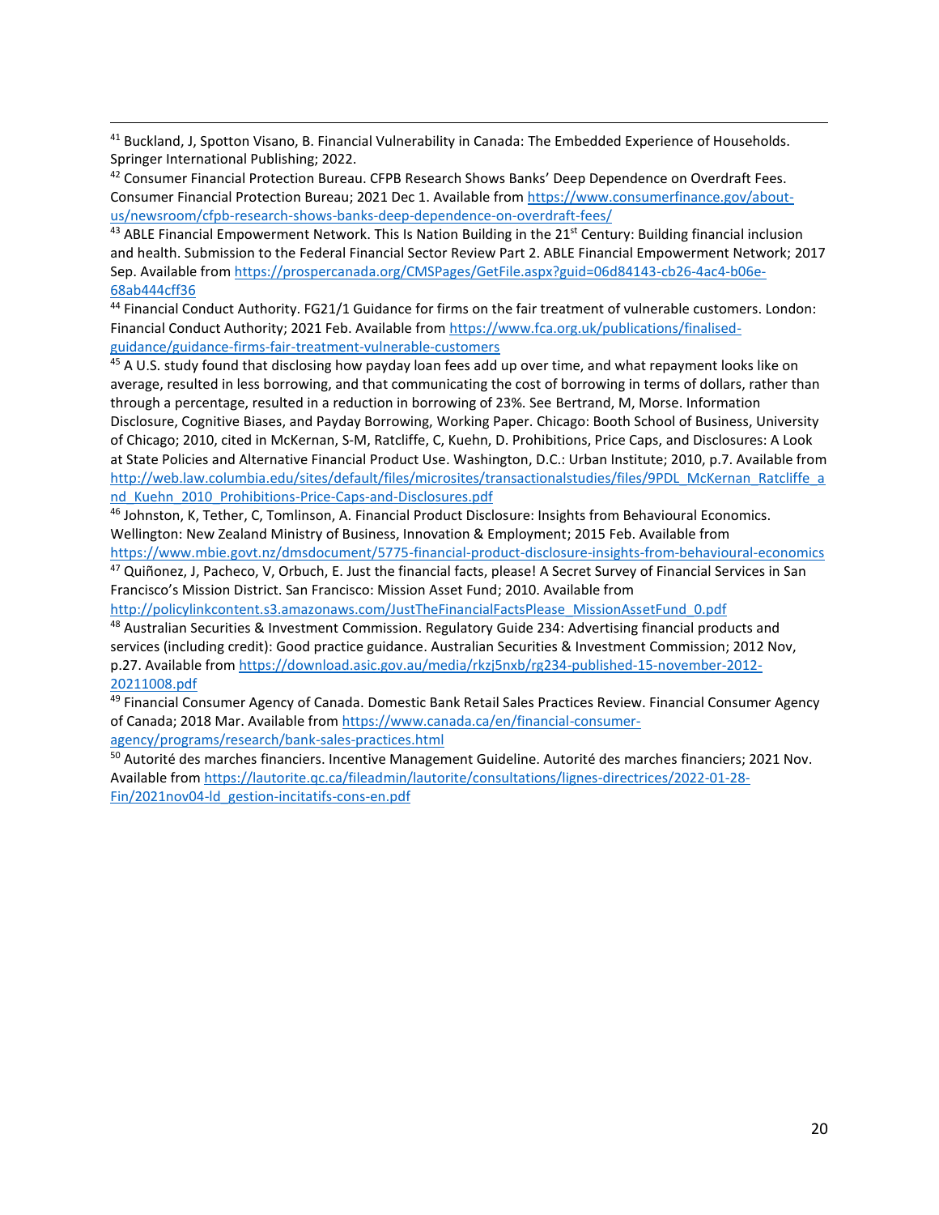[41] Buckland, J, Spotton Visano, B. Financial Vulnerability in Canada: The Embedded Experience of Households. Springer International Publishing; 2022.

[42] Consumer Financial Protection Bureau. CFPB Research Shows Banks' Deep Dependence on Overdraft Fees. Consumer Financial Protection Bureau; 2021 Dec 1. Available from https://www.consumerfinance.gov/about-us/newsroom/cfpb-research-shows-banks-deep-dependence-on-overdraft-fees/

[43] ABLE Financial Empowerment Network. This Is Nation Building in the 21st Century: Building financial inclusion and health. Submission to the Federal Financial Sector Review Part 2. ABLE Financial Empowerment Network; 2017 Sep. Available from https://prospercanada.org/CMSPages/GetFile.aspx?guid=06d84143-cb26-4ac4-b06e-68ab444cff36

[44] Financial Conduct Authority. FG21/1 Guidance for firms on the fair treatment of vulnerable customers. London: Financial Conduct Authority; 2021 Feb. Available from https://www.fca.org.uk/publications/finalised-guidance/guidance-firms-fair-treatment-vulnerable-customers

[45] A U.S. study found that disclosing how payday loan fees add up over time, and what repayment looks like on average, resulted in less borrowing, and that communicating the cost of borrowing in terms of dollars, rather than through a percentage, resulted in a reduction in borrowing of 23%. See Bertrand, M, Morse. Information Disclosure, Cognitive Biases, and Payday Borrowing, Working Paper. Chicago: Booth School of Business, University of Chicago; 2010, cited in McKernan, S-M, Ratcliffe, C, Kuehn, D. Prohibitions, Price Caps, and Disclosures: A Look at State Policies and Alternative Financial Product Use. Washington, D.C.: Urban Institute; 2010, p.7. Available from http://web.law.columbia.edu/sites/default/files/microsites/transactionalstudies/files/9PDL_McKernan_Ratcliffe_and_Kuehn_2010_Prohibitions-Price-Caps-and-Disclosures.pdf

[46] Johnston, K, Tether, C, Tomlinson, A. Financial Product Disclosure: Insights from Behavioural Economics. Wellington: New Zealand Ministry of Business, Innovation & Employment; 2015 Feb. Available from https://www.mbie.govt.nz/dmsdocument/5775-financial-product-disclosure-insights-from-behavioural-economics

[47] Quiñonez, J, Pacheco, V, Orbuch, E. Just the financial facts, please! A Secret Survey of Financial Services in San Francisco's Mission District. San Francisco: Mission Asset Fund; 2010. Available from http://policylinkcontent.s3.amazonaws.com/JustTheFinancialFactsPlease_MissionAssetFund_0.pdf

[48] Australian Securities & Investment Commission. Regulatory Guide 234: Advertising financial products and services (including credit): Good practice guidance. Australian Securities & Investment Commission; 2012 Nov, p.27. Available from https://download.asic.gov.au/media/rkzj5nxb/rg234-published-15-november-2012-20211008.pdf

[49] Financial Consumer Agency of Canada. Domestic Bank Retail Sales Practices Review. Financial Consumer Agency of Canada; 2018 Mar. Available from https://www.canada.ca/en/financial-consumer-agency/programs/research/bank-sales-practices.html

[50] Autorité des marches financiers. Incentive Management Guideline. Autorité des marches financiers; 2021 Nov. Available from https://lautorite.qc.ca/fileadmin/lautorite/consultations/lignes-directrices/2022-01-28-Fin/2021nov04-ld_gestion-incitatifs-cons-en.pdf